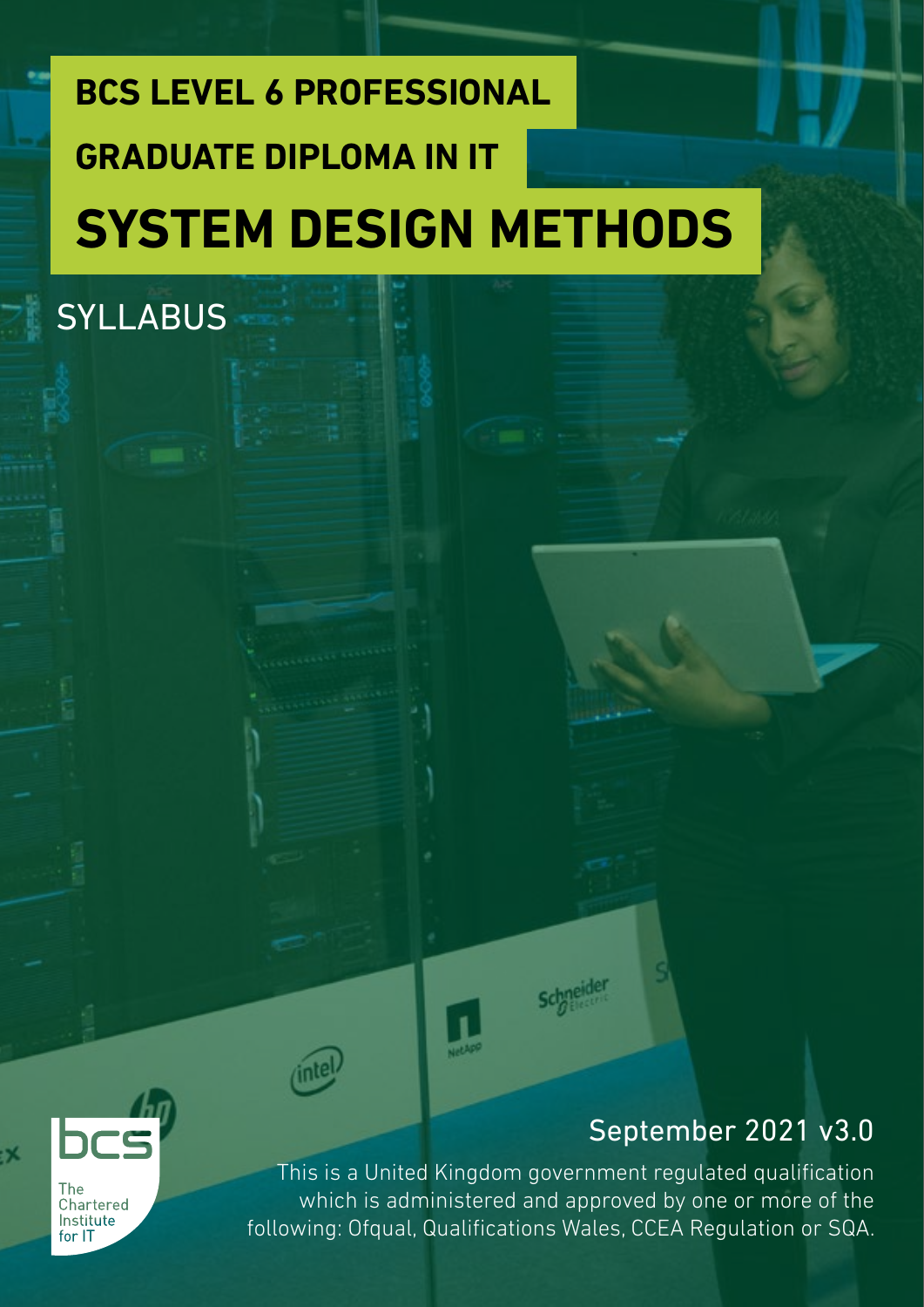# BCS LEVEL 6 PROFESSIONAL GRADUATE DIPLOMA IN IT

# SYSTEM DESIGN METHODS

## SYLLABUS

September 2021 v3.0

This is a United Kingdom government regulated qualification which is administered and approved by one or more of the following: Ofqual, Qualifications Wales, CCEA Regulation or SQA.

bcs The Chartered Institute for IT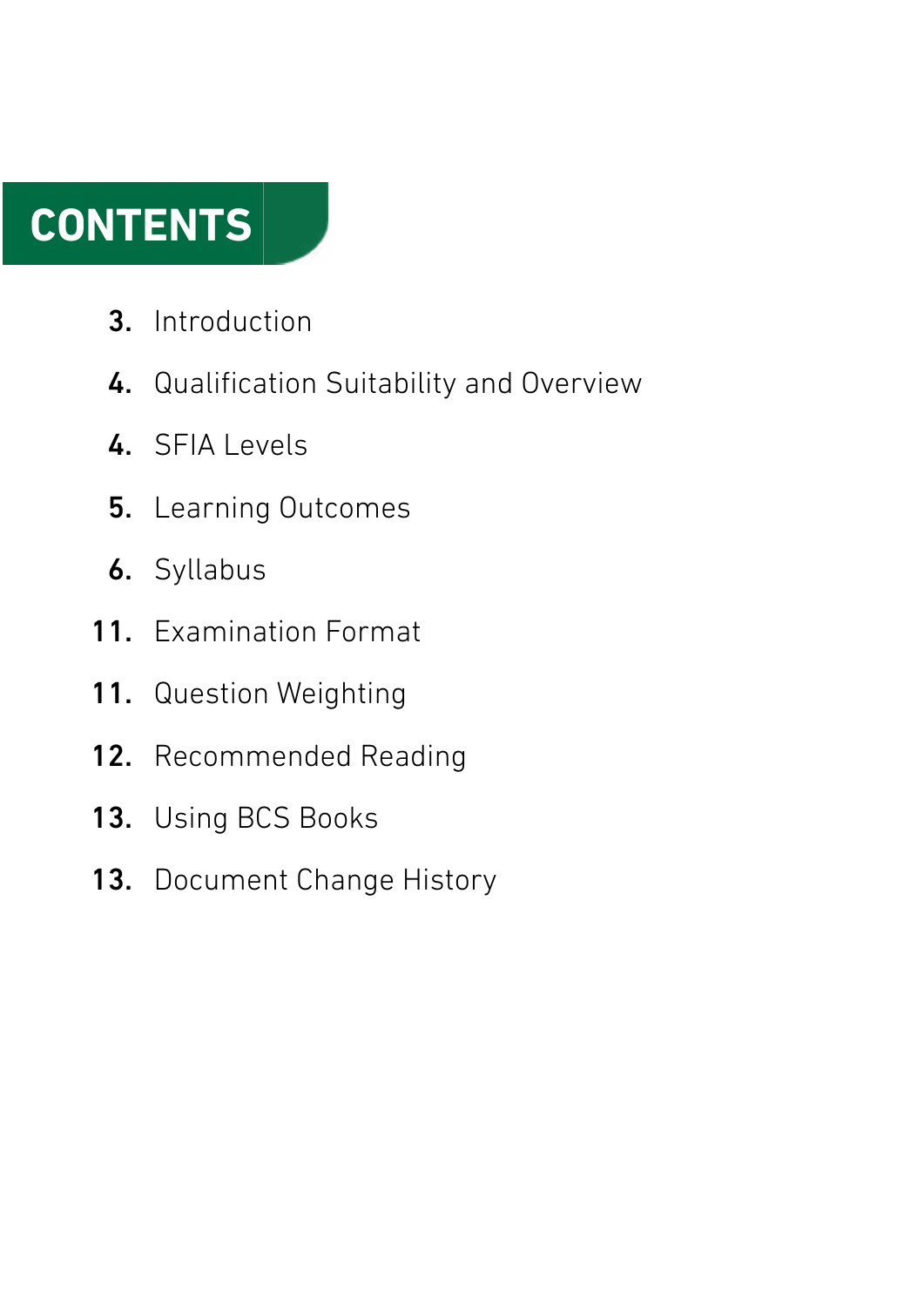# CONTENTS

**3.** Introduction

**4.** Qualification Suitability and Overview

**4.** SFIA Levels

**5.** Learning Outcomes

**6.** Syllabus

**11.** Examination Format

**11.** Question Weighting

**12.** Recommended Reading

**13.** Using BCS Books

**13.** Document Change History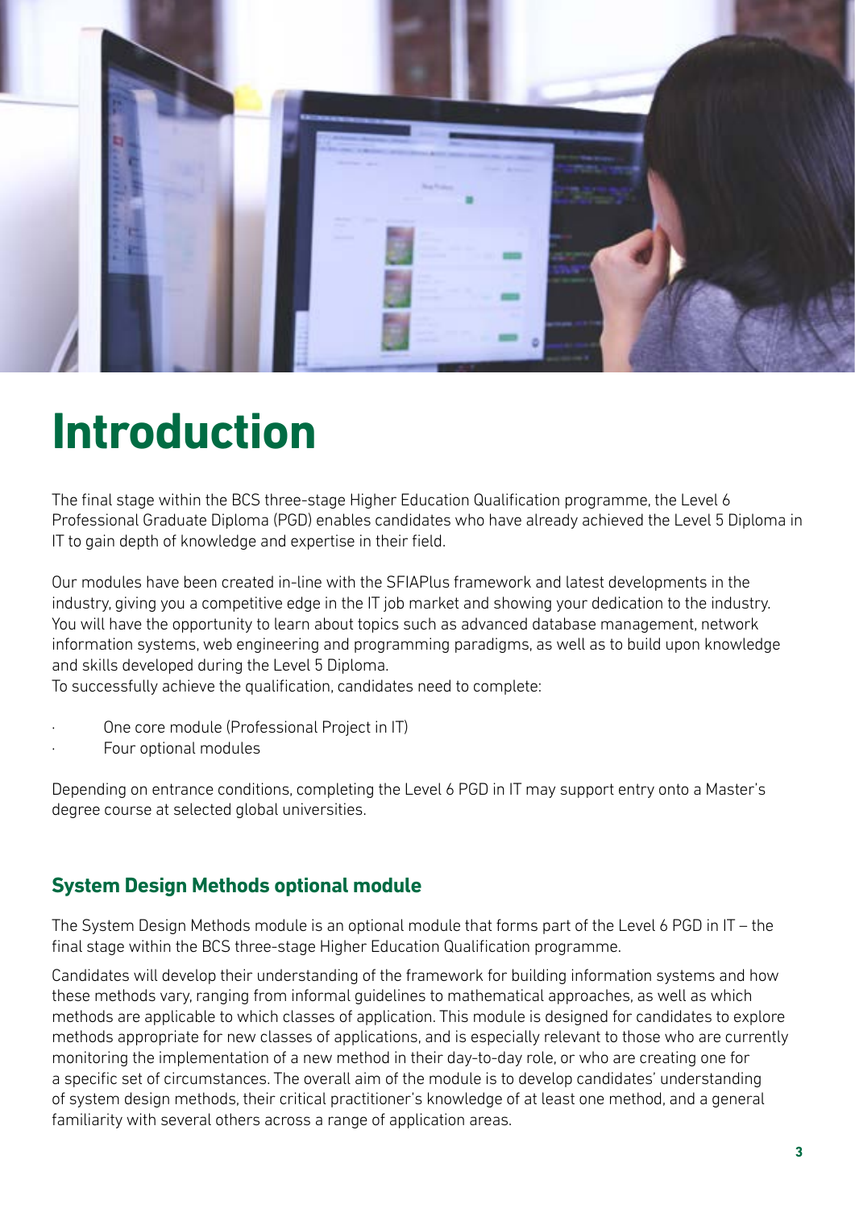# Introduction

The final stage within the BCS three-stage Higher Education Qualification programme, the Level 6 Professional Graduate Diploma (PGD) enables candidates who have already achieved the Level 5 Diploma in IT to gain depth of knowledge and expertise in their field.

Our modules have been created in-line with the SFIAPlus framework and latest developments in the industry, giving you a competitive edge in the IT job market and showing your dedication to the industry. You will have the opportunity to learn about topics such as advanced database management, network information systems, web engineering and programming paradigms, as well as to build upon knowledge and skills developed during the Level 5 Diploma.
To successfully achieve the qualification, candidates need to complete:

- One core module (Professional Project in IT)
- Four optional modules

Depending on entrance conditions, completing the Level 6 PGD in IT may support entry onto a Master's degree course at selected global universities.

## System Design Methods optional module

The System Design Methods module is an optional module that forms part of the Level 6 PGD in IT – the final stage within the BCS three-stage Higher Education Qualification programme.

Candidates will develop their understanding of the framework for building information systems and how these methods vary, ranging from informal guidelines to mathematical approaches, as well as which methods are applicable to which classes of application. This module is designed for candidates to explore methods appropriate for new classes of applications, and is especially relevant to those who are currently monitoring the implementation of a new method in their day-to-day role, or who are creating one for a specific set of circumstances. The overall aim of the module is to develop candidates' understanding of system design methods, their critical practitioner's knowledge of at least one method, and a general familiarity with several others across a range of application areas.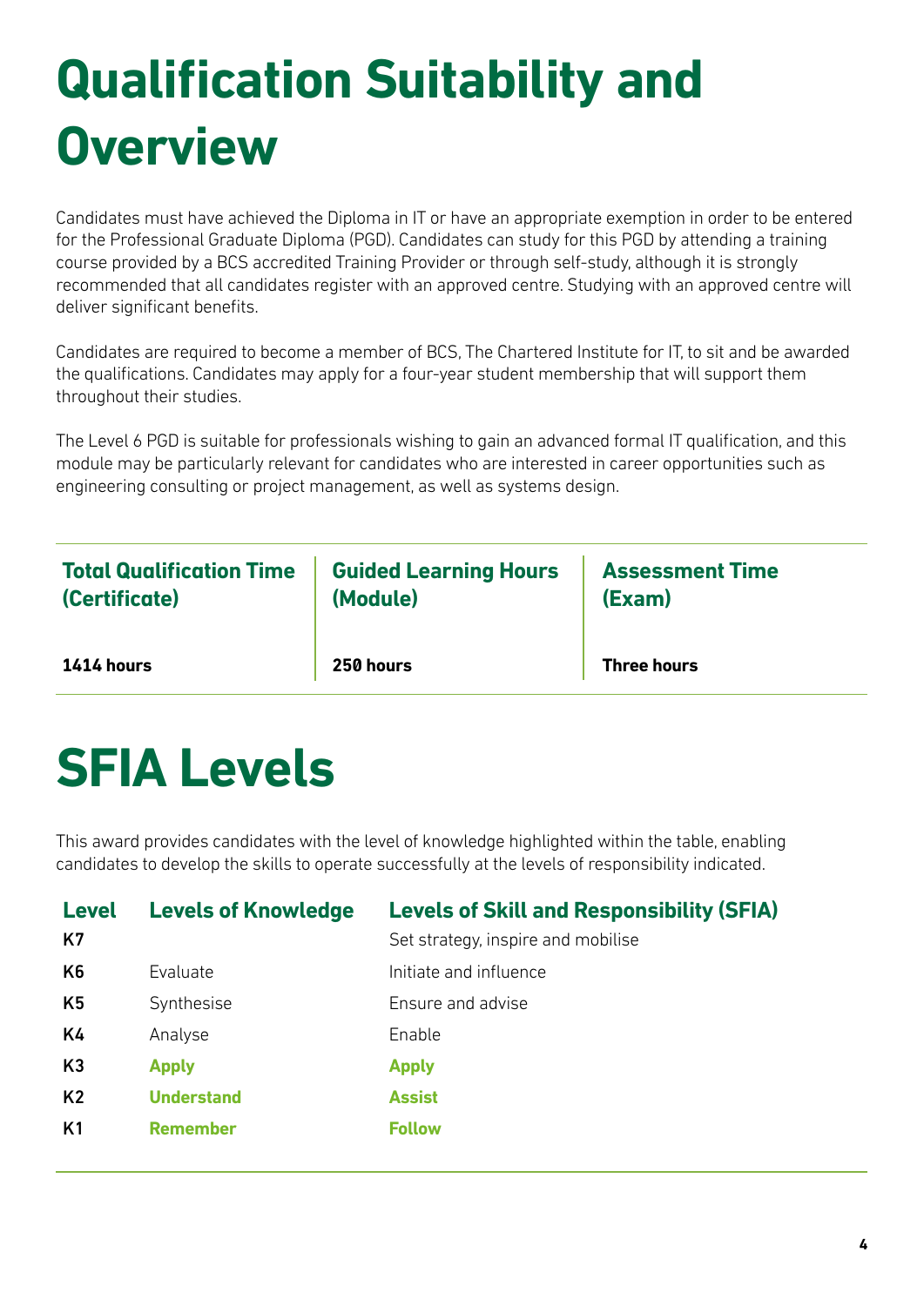# Qualification Suitability and Overview

Candidates must have achieved the Diploma in IT or have an appropriate exemption in order to be entered for the Professional Graduate Diploma (PGD). Candidates can study for this PGD by attending a training course provided by a BCS accredited Training Provider or through self-study, although it is strongly recommended that all candidates register with an approved centre. Studying with an approved centre will deliver significant benefits.

Candidates are required to become a member of BCS, The Chartered Institute for IT, to sit and be awarded the qualifications. Candidates may apply for a four-year student membership that will support them throughout their studies.

The Level 6 PGD is suitable for professionals wishing to gain an advanced formal IT qualification, and this module may be particularly relevant for candidates who are interested in career opportunities such as engineering consulting or project management, as well as systems design.

| Total Qualification Time (Certificate) | Guided Learning Hours (Module) | Assessment Time (Exam) |
| --- | --- | --- |
| **1414 hours** | **250 hours** | **Three hours** |

# SFIA Levels

This award provides candidates with the level of knowledge highlighted within the table, enabling candidates to develop the skills to operate successfully at the levels of responsibility indicated.

| Level | Levels of Knowledge | Levels of Skill and Responsibility (SFIA) |
| --- | --- | --- |
| K7 | | Set strategy, inspire and mobilise |
| K6 | Evaluate | Initiate and influence |
| K5 | Synthesise | Ensure and advise |
| K4 | Analyse | Enable |
| K3 | **Apply** | **Apply** |
| K2 | **Understand** | **Assist** |
| K1 | **Remember** | **Follow** |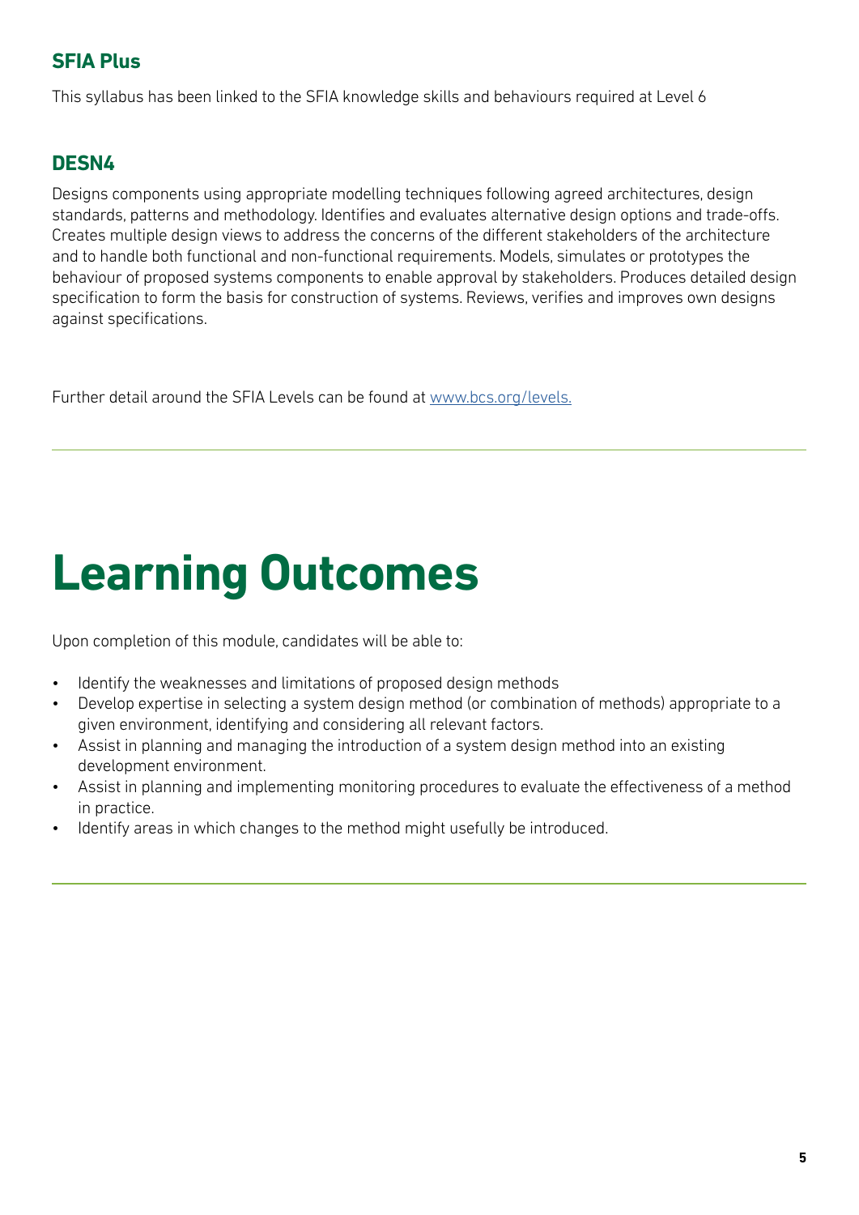## SFIA Plus

This syllabus has been linked to the SFIA knowledge skills and behaviours required at Level 6

## DESN4

Designs components using appropriate modelling techniques following agreed architectures, design standards, patterns and methodology. Identifies and evaluates alternative design options and trade-offs. Creates multiple design views to address the concerns of the different stakeholders of the architecture and to handle both functional and non-functional requirements. Models, simulates or prototypes the behaviour of proposed systems components to enable approval by stakeholders. Produces detailed design specification to form the basis for construction of systems. Reviews, verifies and improves own designs against specifications.

Further detail around the SFIA Levels can be found at [www.bcs.org/levels.](http://www.bcs.org/levels)

---

# Learning Outcomes

Upon completion of this module, candidates will be able to:

- Identify the weaknesses and limitations of proposed design methods
- Develop expertise in selecting a system design method (or combination of methods) appropriate to a given environment, identifying and considering all relevant factors.
- Assist in planning and managing the introduction of a system design method into an existing development environment.
- Assist in planning and implementing monitoring procedures to evaluate the effectiveness of a method in practice.
- Identify areas in which changes to the method might usefully be introduced.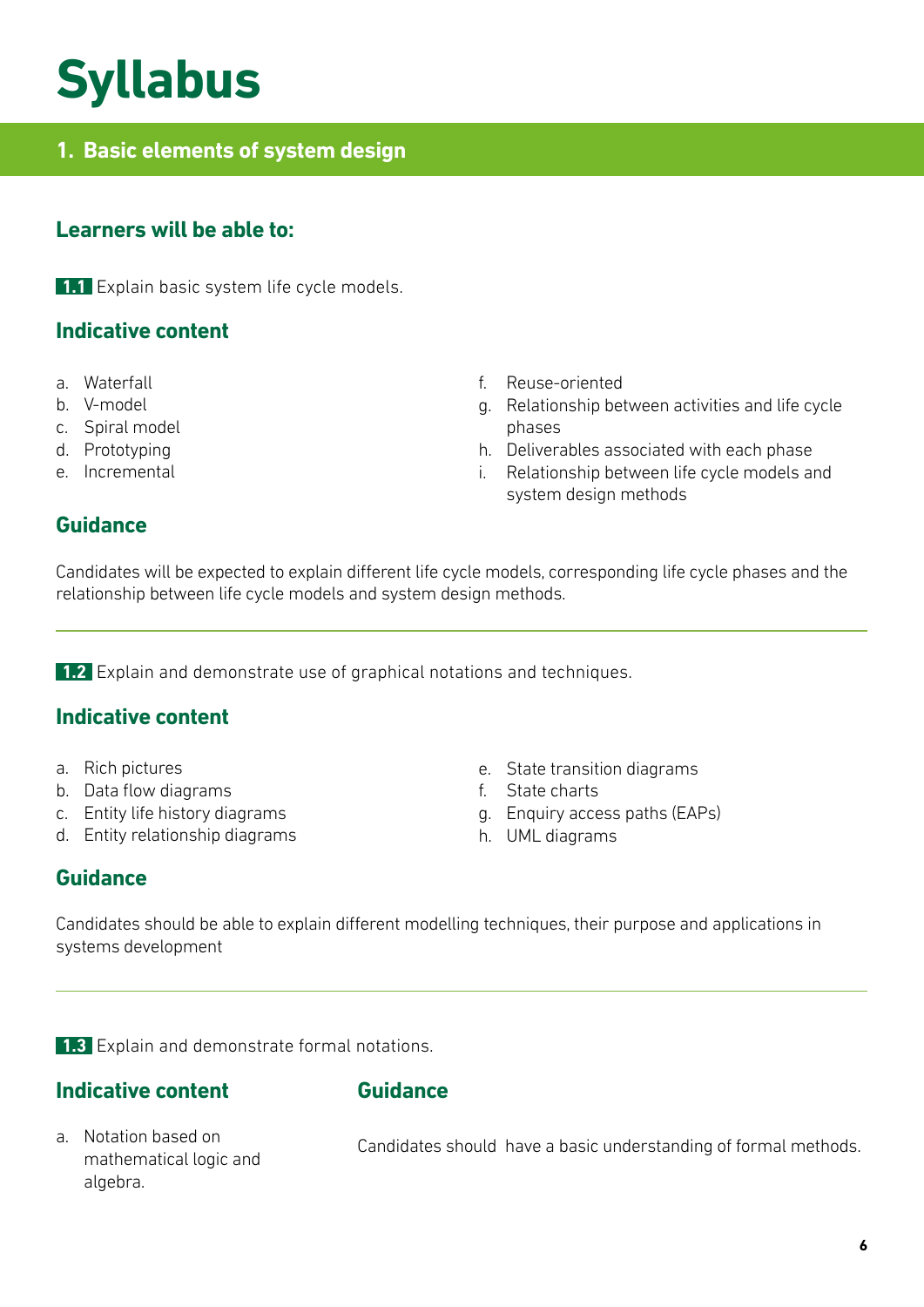# Syllabus

## 1. Basic elements of system design

### Learners will be able to:

**1.1** Explain basic system life cycle models.

### Indicative content

a. Waterfall
b. V-model
c. Spiral model
d. Prototyping
e. Incremental
f. Reuse-oriented
g. Relationship between activities and life cycle phases
h. Deliverables associated with each phase
i. Relationship between life cycle models and system design methods

### Guidance

Candidates will be expected to explain different life cycle models, corresponding life cycle phases and the relationship between life cycle models and system design methods.

---

**1.2** Explain and demonstrate use of graphical notations and techniques.

### Indicative content

a. Rich pictures
b. Data flow diagrams
c. Entity life history diagrams
d. Entity relationship diagrams
e. State transition diagrams
f. State charts
g. Enquiry access paths (EAPs)
h. UML diagrams

### Guidance

Candidates should be able to explain different modelling techniques, their purpose and applications in systems development

---

**1.3** Explain and demonstrate formal notations.

### Indicative content

a. Notation based on mathematical logic and algebra.

### Guidance

Candidates should have a basic understanding of formal methods.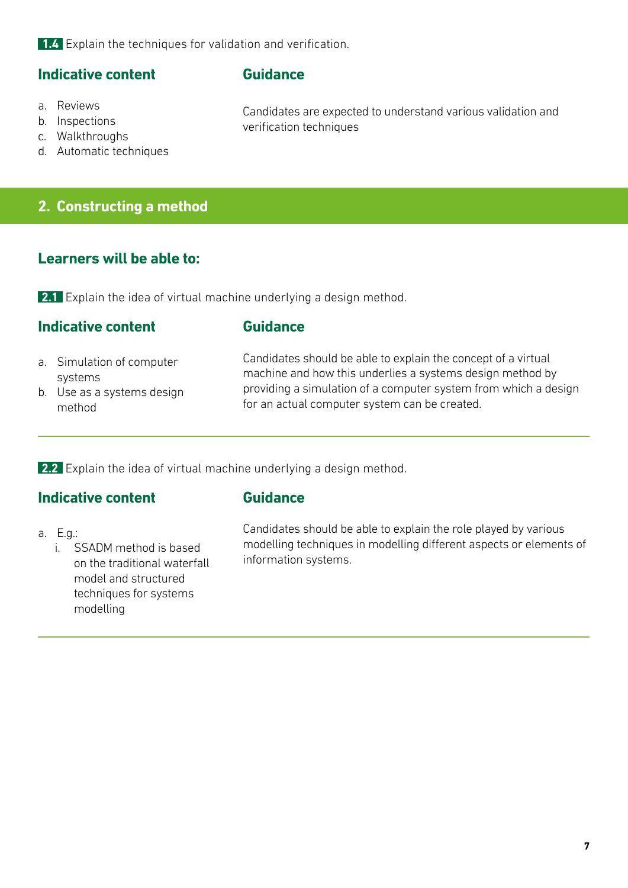**1.4** Explain the techniques for validation and verification.

| Indicative content | Guidance |
| --- | --- |
| a. Reviews<br>b. Inspections<br>c. Walkthroughs<br>d. Automatic techniques | Candidates are expected to understand various validation and verification techniques |

## 2. Constructing a method

### Learners will be able to:

**2.1** Explain the idea of virtual machine underlying a design method.

| Indicative content | Guidance |
| --- | --- |
| a. Simulation of computer systems<br>b. Use as a systems design method | Candidates should be able to explain the concept of a virtual machine and how this underlies a systems design method by providing a simulation of a computer system from which a design for an actual computer system can be created. |

**2.2** Explain the idea of virtual machine underlying a design method.

| Indicative content | Guidance |
| --- | --- |
| a. E.g.:<br>i. SSADM method is based on the traditional waterfall model and structured techniques for systems modelling | Candidates should be able to explain the role played by various modelling techniques in modelling different aspects or elements of information systems. |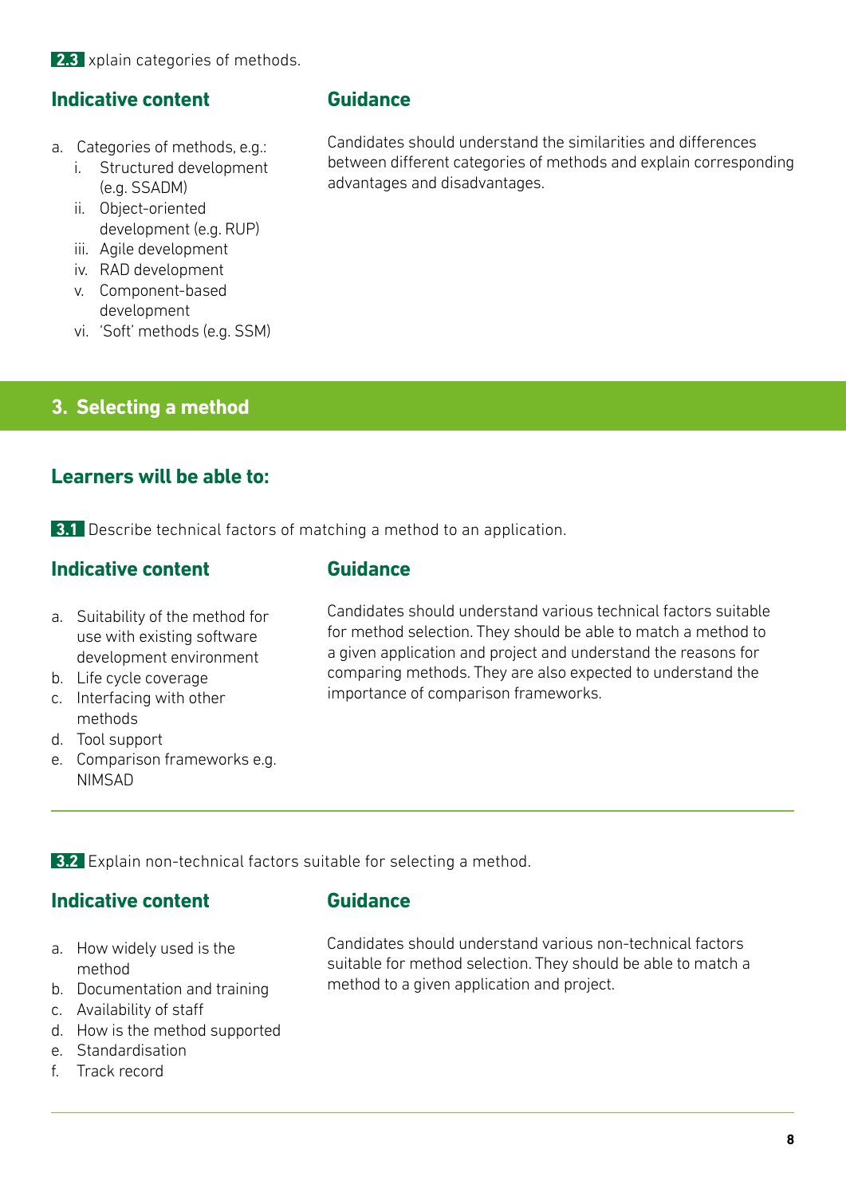**2.3** xplain categories of methods.

### Indicative content

a. Categories of methods, e.g.:
   i. Structured development (e.g. SSADM)
   ii. Object-oriented development (e.g. RUP)
   iii. Agile development
   iv. RAD development
   v. Component-based development
   vi. 'Soft' methods (e.g. SSM)

### Guidance

Candidates should understand the similarities and differences between different categories of methods and explain corresponding advantages and disadvantages.

## 3. Selecting a method

### Learners will be able to:

**3.1** Describe technical factors of matching a method to an application.

### Indicative content

a. Suitability of the method for use with existing software development environment
b. Life cycle coverage
c. Interfacing with other methods
d. Tool support
e. Comparison frameworks e.g. NIMSAD

### Guidance

Candidates should understand various technical factors suitable for method selection. They should be able to match a method to a given application and project and understand the reasons for comparing methods. They are also expected to understand the importance of comparison frameworks.

**3.2** Explain non-technical factors suitable for selecting a method.

### Indicative content

a. How widely used is the method
b. Documentation and training
c. Availability of staff
d. How is the method supported
e. Standardisation
f. Track record

### Guidance

Candidates should understand various non-technical factors suitable for method selection. They should be able to match a method to a given application and project.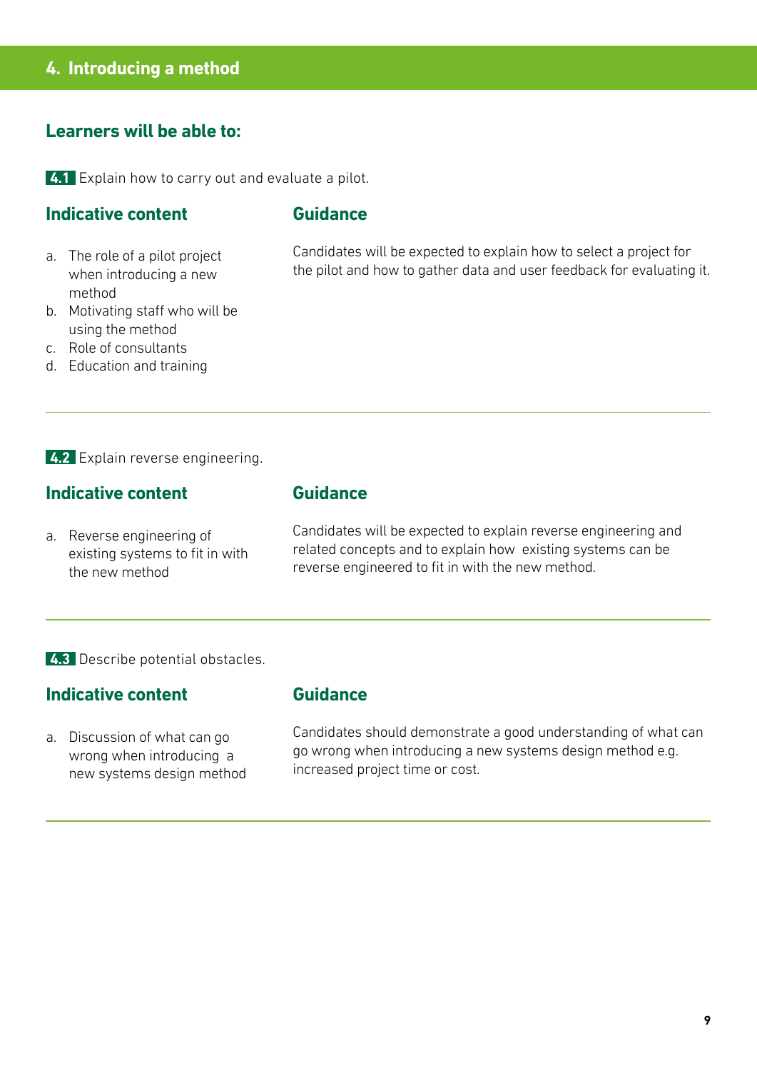## 4. Introducing a method

### Learners will be able to:

**4.1** Explain how to carry out and evaluate a pilot.

#### Indicative content

a. The role of a pilot project when introducing a new method
b. Motivating staff who will be using the method
c. Role of consultants
d. Education and training

#### Guidance

Candidates will be expected to explain how to select a project for the pilot and how to gather data and user feedback for evaluating it.

---

**4.2** Explain reverse engineering.

#### Indicative content

a. Reverse engineering of existing systems to fit in with the new method

#### Guidance

Candidates will be expected to explain reverse engineering and related concepts and to explain how existing systems can be reverse engineered to fit in with the new method.

---

**4.3** Describe potential obstacles.

#### Indicative content

a. Discussion of what can go wrong when introducing a new systems design method

#### Guidance

Candidates should demonstrate a good understanding of what can go wrong when introducing a new systems design method e.g. increased project time or cost.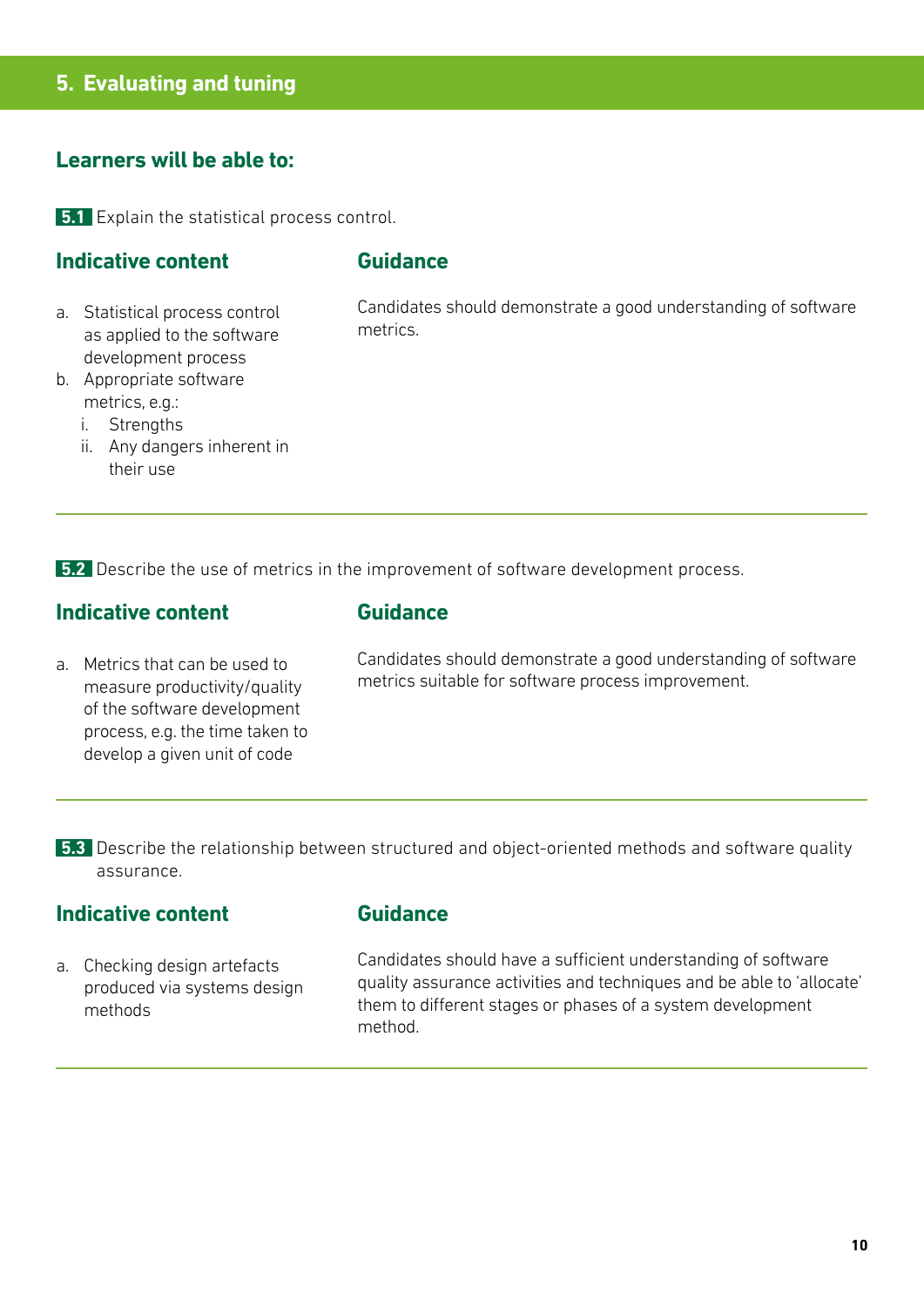## 5. Evaluating and tuning

### Learners will be able to:

**5.1** Explain the statistical process control.

#### Indicative content

a. Statistical process control as applied to the software development process
b. Appropriate software metrics, e.g.:
   i. Strengths
   ii. Any dangers inherent in their use

#### Guidance

Candidates should demonstrate a good understanding of software metrics.

---

**5.2** Describe the use of metrics in the improvement of software development process.

#### Indicative content

a. Metrics that can be used to measure productivity/quality of the software development process, e.g. the time taken to develop a given unit of code

#### Guidance

Candidates should demonstrate a good understanding of software metrics suitable for software process improvement.

---

**5.3** Describe the relationship between structured and object-oriented methods and software quality assurance.

#### Indicative content

a. Checking design artefacts produced via systems design methods

#### Guidance

Candidates should have a sufficient understanding of software quality assurance activities and techniques and be able to 'allocate' them to different stages or phases of a system development method.

---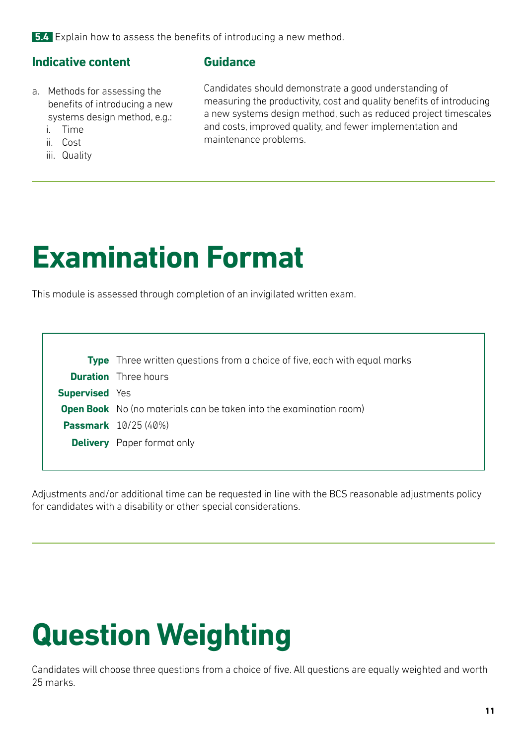**5.4** Explain how to assess the benefits of introducing a new method.

### Indicative content

a. Methods for assessing the benefits of introducing a new systems design method, e.g.:
   i. Time
   ii. Cost
   iii. Quality

### Guidance

Candidates should demonstrate a good understanding of measuring the productivity, cost and quality benefits of introducing a new systems design method, such as reduced project timescales and costs, improved quality, and fewer implementation and maintenance problems.

---

# Examination Format

This module is assessed through completion of an invigilated written exam.

| | |
|---|---|
| **Type** | Three written questions from a choice of five, each with equal marks |
| **Duration** | Three hours |
| **Supervised** | Yes |
| **Open Book** | No (no materials can be taken into the examination room) |
| **Passmark** | 10/25 (40%) |
| **Delivery** | Paper format only |

Adjustments and/or additional time can be requested in line with the BCS reasonable adjustments policy for candidates with a disability or other special considerations.

---

# Question Weighting

Candidates will choose three questions from a choice of five. All questions are equally weighted and worth 25 marks.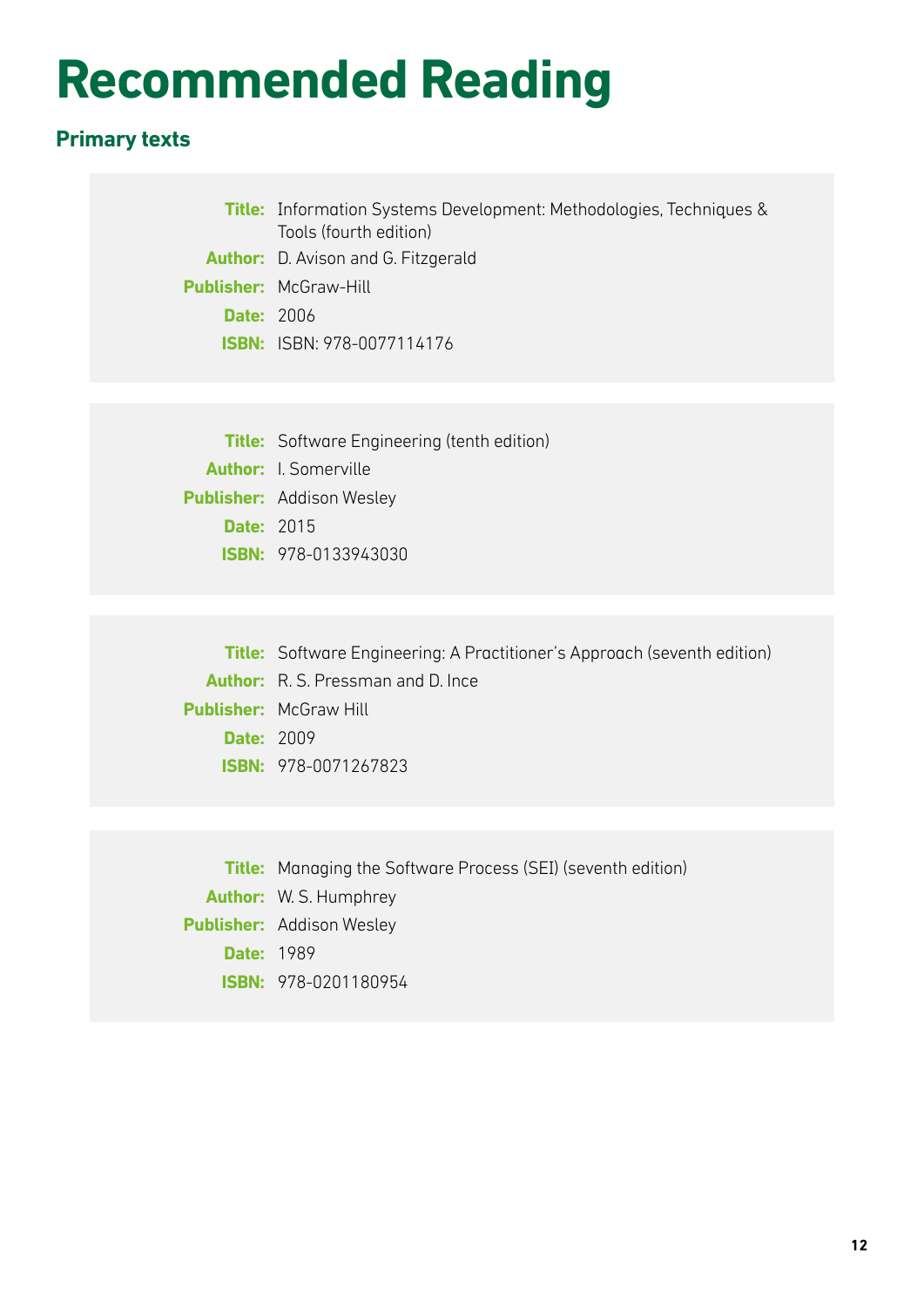# Recommended Reading

## Primary texts

**Title:** Information Systems Development: Methodologies, Techniques & Tools (fourth edition)
**Author:** D. Avison and G. Fitzgerald
**Publisher:** McGraw-Hill
**Date:** 2006
**ISBN:** ISBN: 978-0077114176

**Title:** Software Engineering (tenth edition)
**Author:** I. Somerville
**Publisher:** Addison Wesley
**Date:** 2015
**ISBN:** 978-0133943030

**Title:** Software Engineering: A Practitioner's Approach (seventh edition)
**Author:** R. S. Pressman and D. Ince
**Publisher:** McGraw Hill
**Date:** 2009
**ISBN:** 978-0071267823

**Title:** Managing the Software Process (SEI) (seventh edition)
**Author:** W. S. Humphrey
**Publisher:** Addison Wesley
**Date:** 1989
**ISBN:** 978-0201180954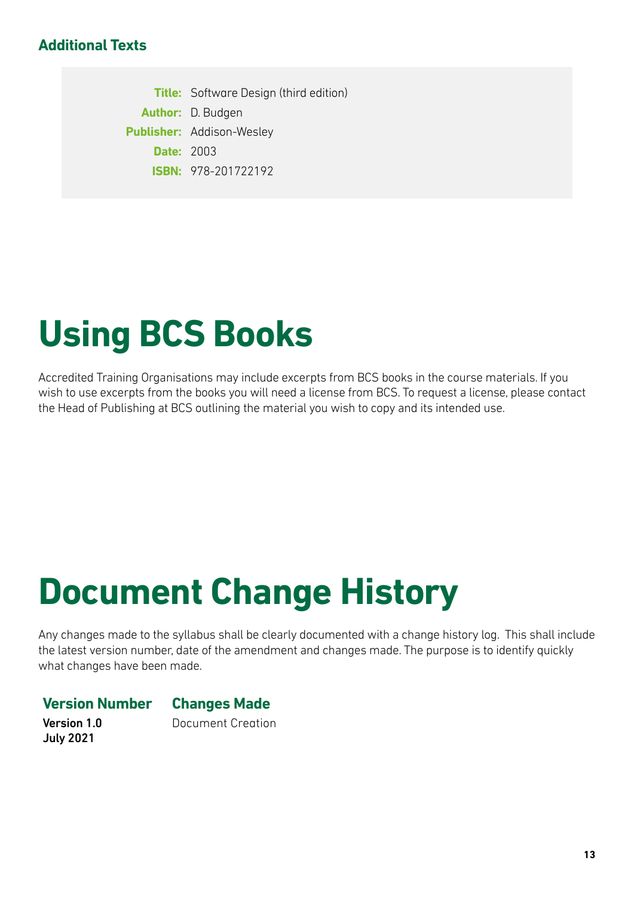### Additional Texts

**Title:** Software Design (third edition)
**Author:** D. Budgen
**Publisher:** Addison-Wesley
**Date:** 2003
**ISBN:** 978-201722192

# Using BCS Books

Accredited Training Organisations may include excerpts from BCS books in the course materials. If you wish to use excerpts from the books you will need a license from BCS. To request a license, please contact the Head of Publishing at BCS outlining the material you wish to copy and its intended use.

# Document Change History

Any changes made to the syllabus shall be clearly documented with a change history log. This shall include the latest version number, date of the amendment and changes made. The purpose is to identify quickly what changes have been made.

| Version Number | Changes Made |
| --- | --- |
| **Version 1.0**<br>**July 2021** | Document Creation |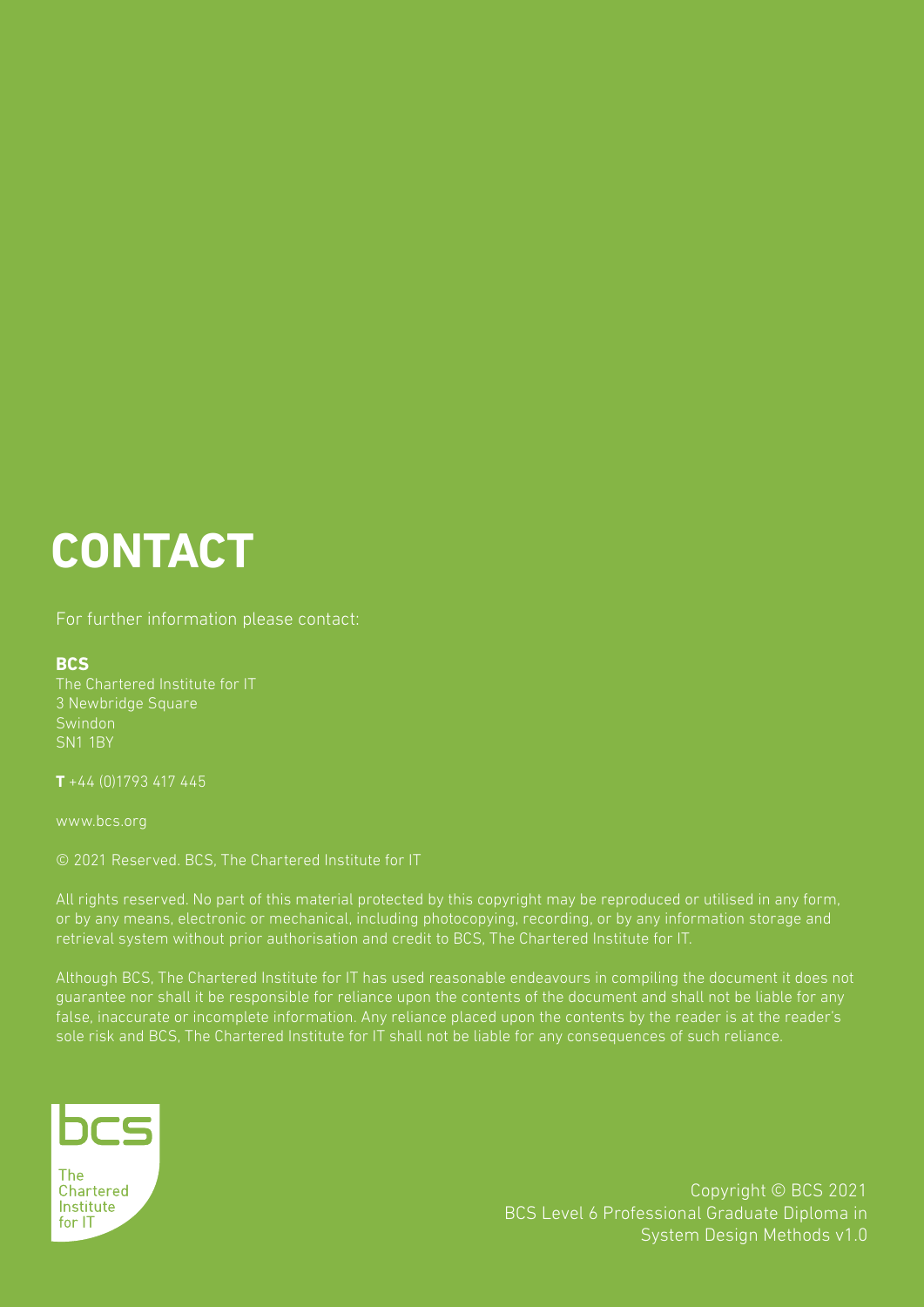# CONTACT

For further information please contact:

**BCS**
The Chartered Institute for IT
3 Newbridge Square
Swindon
SN1 1BY

**T** +44 (0)1793 417 445

www.bcs.org

© 2021 Reserved. BCS, The Chartered Institute for IT

All rights reserved. No part of this material protected by this copyright may be reproduced or utilised in any form, or by any means, electronic or mechanical, including photocopying, recording, or by any information storage and retrieval system without prior authorisation and credit to BCS, The Chartered Institute for IT.

Although BCS, The Chartered Institute for IT has used reasonable endeavours in compiling the document it does not guarantee nor shall it be responsible for reliance upon the contents of the document and shall not be liable for any false, inaccurate or incomplete information. Any reliance placed upon the contents by the reader is at the reader's sole risk and BCS, The Chartered Institute for IT shall not be liable for any consequences of such reliance.

bcs
The Chartered Institute for IT

Copyright © BCS 2021
BCS Level 6 Professional Graduate Diploma in System Design Methods v1.0